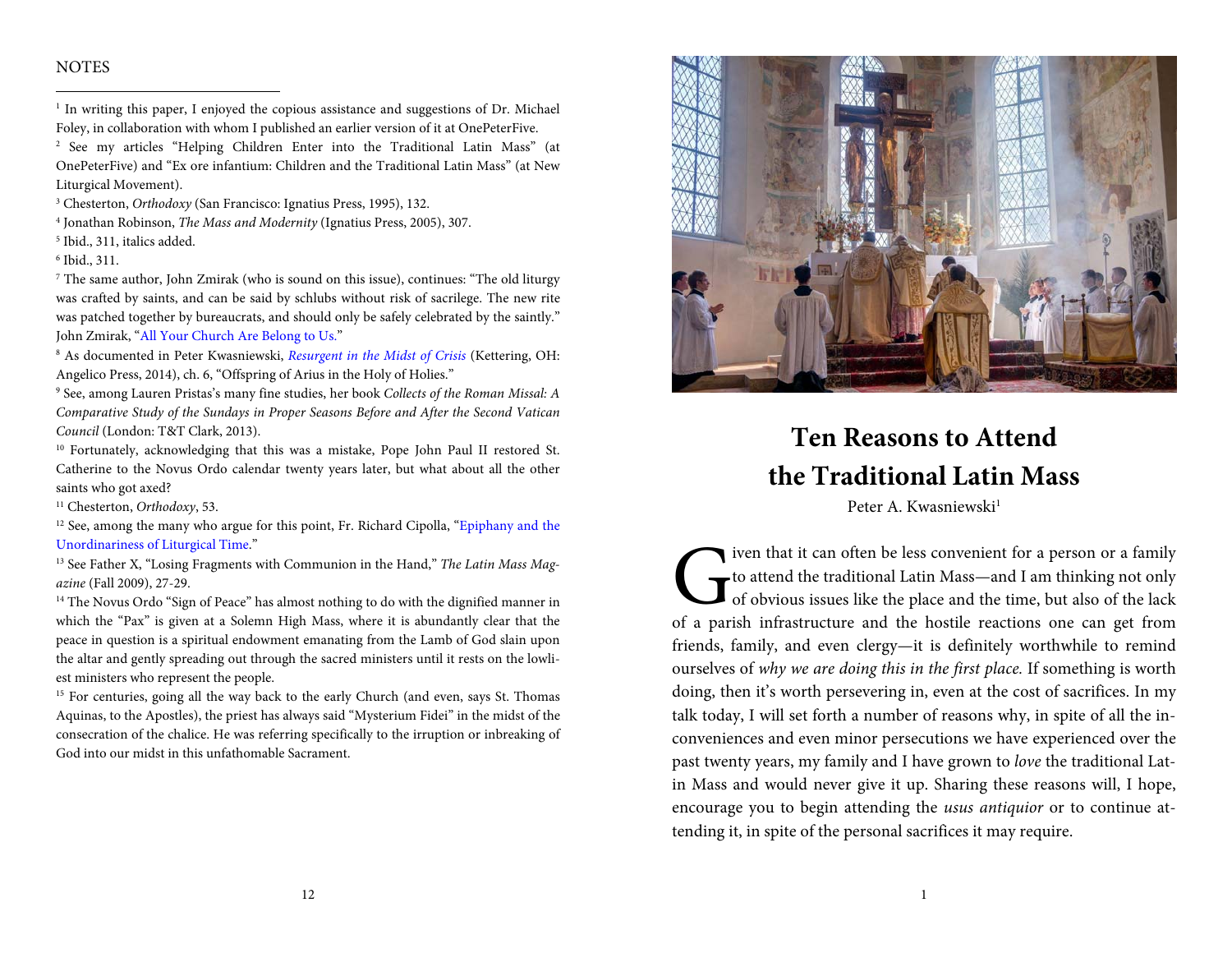NOTES

[1] In writing this paper, I enjoyed the copious assistance and suggestions of Dr. Michael Foley, in collaboration with whom I published an earlier version of it at OnePeterFive.

[2] See my articles "Helping Children Enter into the Traditional Latin Mass" (at OnePeterFive) and "Ex ore infantium: Children and the Traditional Latin Mass" (at New Liturgical Movement).

[3] Chesterton, *Orthodoxy* (San Francisco: Ignatius Press, 1995), 132.

[4] Jonathan Robinson, *The Mass and Modernity* (Ignatius Press, 2005), 307.

[5] Ibid., 311, italics added.

[6] Ibid., 311.

[7] The same author, John Zmirak (who is sound on this issue), continues: "The old liturgy was crafted by saints, and can be said by schlubs without risk of sacrilege. The new rite was patched together by bureaucrats, and should only be safely celebrated by the saintly." John Zmirak, "All Your Church Are Belong to Us."

[8] As documented in Peter Kwasniewski, *Resurgent in the Midst of Crisis* (Kettering, OH: Angelico Press, 2014), ch. 6, "Offspring of Arius in the Holy of Holies."

[9] See, among Lauren Pristas's many fine studies, her book *Collects of the Roman Missal: A Comparative Study of the Sundays in Proper Seasons Before and After the Second Vatican Council* (London: T&T Clark, 2013).

[10] Fortunately, acknowledging that this was a mistake, Pope John Paul II restored St. Catherine to the Novus Ordo calendar twenty years later, but what about all the other saints who got axed?

[11] Chesterton, *Orthodoxy*, 53.

[12] See, among the many who argue for this point, Fr. Richard Cipolla, "Epiphany and the Unordinariness of Liturgical Time."

[13] See Father X, "Losing Fragments with Communion in the Hand," *The Latin Mass Magazine* (Fall 2009), 27-29.

[14] The Novus Ordo "Sign of Peace" has almost nothing to do with the dignified manner in which the "Pax" is given at a Solemn High Mass, where it is abundantly clear that the peace in question is a spiritual endowment emanating from the Lamb of God slain upon the altar and gently spreading out through the sacred ministers until it rests on the lowliest ministers who represent the people.

[15] For centuries, going all the way back to the early Church (and even, says St. Thomas Aquinas, to the Apostles), the priest has always said "Mysterium Fidei" in the midst of the consecration of the chalice. He was referring specifically to the irruption or inbreaking of God into our midst in this unfathomable Sacrament.

# Ten Reasons to Attend the Traditional Latin Mass

Peter A. Kwasniewski[1]

Given that it can often be less convenient for a person or a family to attend the traditional Latin Mass—and I am thinking not only of obvious issues like the place and the time, but also of the lack of a parish infrastructure and the hostile reactions one can get from friends, family, and even clergy—it is definitely worthwhile to remind ourselves of *why we are doing this in the first place.* If something is worth doing, then it's worth persevering in, even at the cost of sacrifices. In my talk today, I will set forth a number of reasons why, in spite of all the inconveniences and even minor persecutions we have experienced over the past twenty years, my family and I have grown to *love* the traditional Latin Mass and would never give it up. Sharing these reasons will, I hope, encourage you to begin attending the *usus antiquior* or to continue attending it, in spite of the personal sacrifices it may require.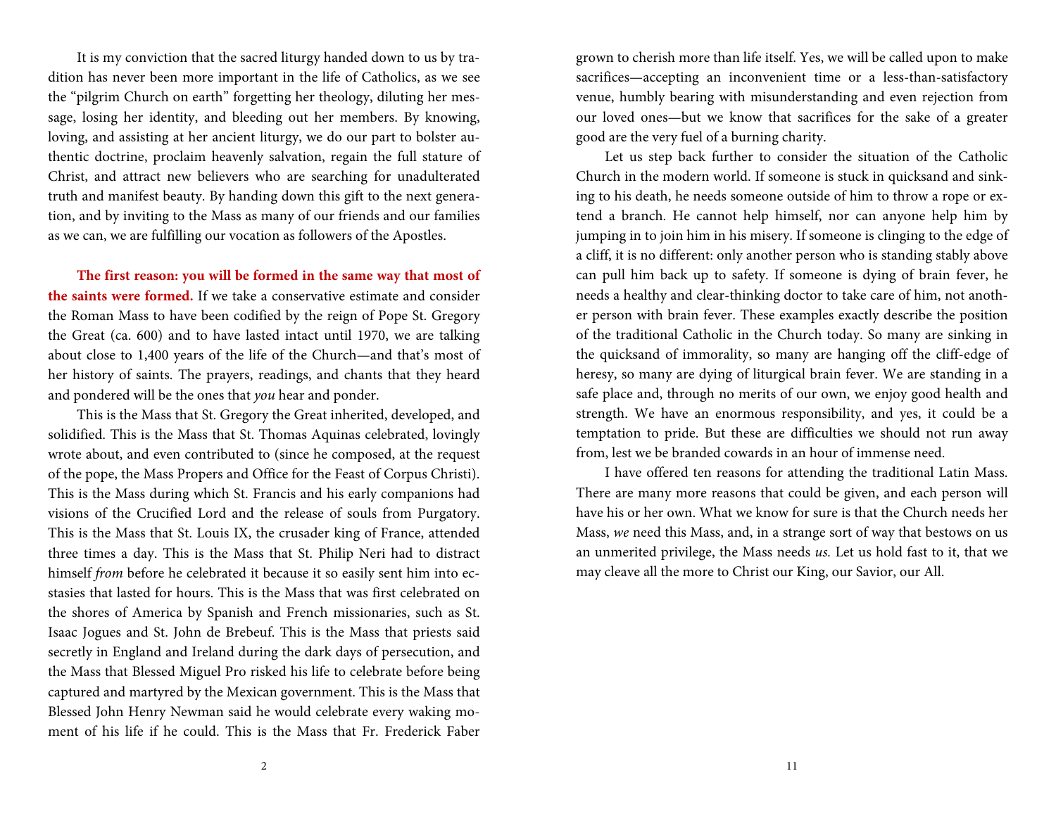It is my conviction that the sacred liturgy handed down to us by tradition has never been more important in the life of Catholics, as we see the "pilgrim Church on earth" forgetting her theology, diluting her message, losing her identity, and bleeding out her members. By knowing, loving, and assisting at her ancient liturgy, we do our part to bolster authentic doctrine, proclaim heavenly salvation, regain the full stature of Christ, and attract new believers who are searching for unadulterated truth and manifest beauty. By handing down this gift to the next generation, and by inviting to the Mass as many of our friends and our families as we can, we are fulfilling our vocation as followers of the Apostles.

**The first reason: you will be formed in the same way that most of the saints were formed.** If we take a conservative estimate and consider the Roman Mass to have been codified by the reign of Pope St. Gregory the Great (ca. 600) and to have lasted intact until 1970, we are talking about close to 1,400 years of the life of the Church—and that's most of her history of saints. The prayers, readings, and chants that they heard and pondered will be the ones that *you* hear and ponder.

This is the Mass that St. Gregory the Great inherited, developed, and solidified. This is the Mass that St. Thomas Aquinas celebrated, lovingly wrote about, and even contributed to (since he composed, at the request of the pope, the Mass Propers and Office for the Feast of Corpus Christi). This is the Mass during which St. Francis and his early companions had visions of the Crucified Lord and the release of souls from Purgatory. This is the Mass that St. Louis IX, the crusader king of France, attended three times a day. This is the Mass that St. Philip Neri had to distract himself *from* before he celebrated it because it so easily sent him into ecstasies that lasted for hours. This is the Mass that was first celebrated on the shores of America by Spanish and French missionaries, such as St. Isaac Jogues and St. John de Brebeuf. This is the Mass that priests said secretly in England and Ireland during the dark days of persecution, and the Mass that Blessed Miguel Pro risked his life to celebrate before being captured and martyred by the Mexican government. This is the Mass that Blessed John Henry Newman said he would celebrate every waking moment of his life if he could. This is the Mass that Fr. Frederick Faber

grown to cherish more than life itself. Yes, we will be called upon to make sacrifices—accepting an inconvenient time or a less-than-satisfactory venue, humbly bearing with misunderstanding and even rejection from our loved ones—but we know that sacrifices for the sake of a greater good are the very fuel of a burning charity.

Let us step back further to consider the situation of the Catholic Church in the modern world. If someone is stuck in quicksand and sinking to his death, he needs someone outside of him to throw a rope or extend a branch. He cannot help himself, nor can anyone help him by jumping in to join him in his misery. If someone is clinging to the edge of a cliff, it is no different: only another person who is standing stably above can pull him back up to safety. If someone is dying of brain fever, he needs a healthy and clear-thinking doctor to take care of him, not another person with brain fever. These examples exactly describe the position of the traditional Catholic in the Church today. So many are sinking in the quicksand of immorality, so many are hanging off the cliff-edge of heresy, so many are dying of liturgical brain fever. We are standing in a safe place and, through no merits of our own, we enjoy good health and strength. We have an enormous responsibility, and yes, it could be a temptation to pride. But these are difficulties we should not run away from, lest we be branded cowards in an hour of immense need.

I have offered ten reasons for attending the traditional Latin Mass. There are many more reasons that could be given, and each person will have his or her own. What we know for sure is that the Church needs her Mass, *we* need this Mass, and, in a strange sort of way that bestows on us an unmerited privilege, the Mass needs *us*. Let us hold fast to it, that we may cleave all the more to Christ our King, our Savior, our All.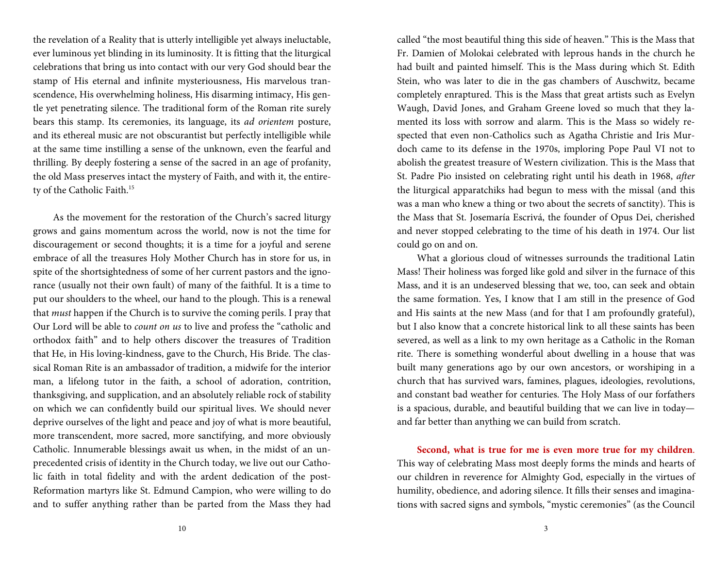the revelation of a Reality that is utterly intelligible yet always ineluctable, ever luminous yet blinding in its luminosity. It is fitting that the liturgical celebrations that bring us into contact with our very God should bear the stamp of His eternal and infinite mysteriousness, His marvelous transcendence, His overwhelming holiness, His disarming intimacy, His gentle yet penetrating silence. The traditional form of the Roman rite surely bears this stamp. Its ceremonies, its language, its *ad orientem* posture, and its ethereal music are not obscurantist but perfectly intelligible while at the same time instilling a sense of the unknown, even the fearful and thrilling. By deeply fostering a sense of the sacred in an age of profanity, the old Mass preserves intact the mystery of Faith, and with it, the entirety of the Catholic Faith.[15]

As the movement for the restoration of the Church's sacred liturgy grows and gains momentum across the world, now is not the time for discouragement or second thoughts; it is a time for a joyful and serene embrace of all the treasures Holy Mother Church has in store for us, in spite of the shortsightedness of some of her current pastors and the ignorance (usually not their own fault) of many of the faithful. It is a time to put our shoulders to the wheel, our hand to the plough. This is a renewal that *must* happen if the Church is to survive the coming perils. I pray that Our Lord will be able to *count on us* to live and profess the "catholic and orthodox faith" and to help others discover the treasures of Tradition that He, in His loving-kindness, gave to the Church, His Bride. The classical Roman Rite is an ambassador of tradition, a midwife for the interior man, a lifelong tutor in the faith, a school of adoration, contrition, thanksgiving, and supplication, and an absolutely reliable rock of stability on which we can confidently build our spiritual lives. We should never deprive ourselves of the light and peace and joy of what is more beautiful, more transcendent, more sacred, more sanctifying, and more obviously Catholic. Innumerable blessings await us when, in the midst of an unprecedented crisis of identity in the Church today, we live out our Catholic faith in total fidelity and with the ardent dedication of the post-Reformation martyrs like St. Edmund Campion, who were willing to do and to suffer anything rather than be parted from the Mass they had called "the most beautiful thing this side of heaven." This is the Mass that Fr. Damien of Molokai celebrated with leprous hands in the church he had built and painted himself. This is the Mass during which St. Edith Stein, who was later to die in the gas chambers of Auschwitz, became completely enraptured. This is the Mass that great artists such as Evelyn Waugh, David Jones, and Graham Greene loved so much that they lamented its loss with sorrow and alarm. This is the Mass so widely respected that even non-Catholics such as Agatha Christie and Iris Murdoch came to its defense in the 1970s, imploring Pope Paul VI not to abolish the greatest treasure of Western civilization. This is the Mass that St. Padre Pio insisted on celebrating right until his death in 1968, *after* the liturgical apparatchiks had begun to mess with the missal (and this was a man who knew a thing or two about the secrets of sanctity). This is the Mass that St. Josemaría Escrivá, the founder of Opus Dei, cherished and never stopped celebrating to the time of his death in 1974. Our list could go on and on.

What a glorious cloud of witnesses surrounds the traditional Latin Mass! Their holiness was forged like gold and silver in the furnace of this Mass, and it is an undeserved blessing that we, too, can seek and obtain the same formation. Yes, I know that I am still in the presence of God and His saints at the new Mass (and for that I am profoundly grateful), but I also know that a concrete historical link to all these saints has been severed, as well as a link to my own heritage as a Catholic in the Roman rite. There is something wonderful about dwelling in a house that was built many generations ago by our own ancestors, or worshiping in a church that has survived wars, famines, plagues, ideologies, revolutions, and constant bad weather for centuries. The Holy Mass of our forfathers is a spacious, durable, and beautiful building that we can live in today—and far better than anything we can build from scratch.

**Second, what is true for me is even more true for my children**. This way of celebrating Mass most deeply forms the minds and hearts of our children in reverence for Almighty God, especially in the virtues of humility, obedience, and adoring silence. It fills their senses and imaginations with sacred signs and symbols, "mystic ceremonies" (as the Council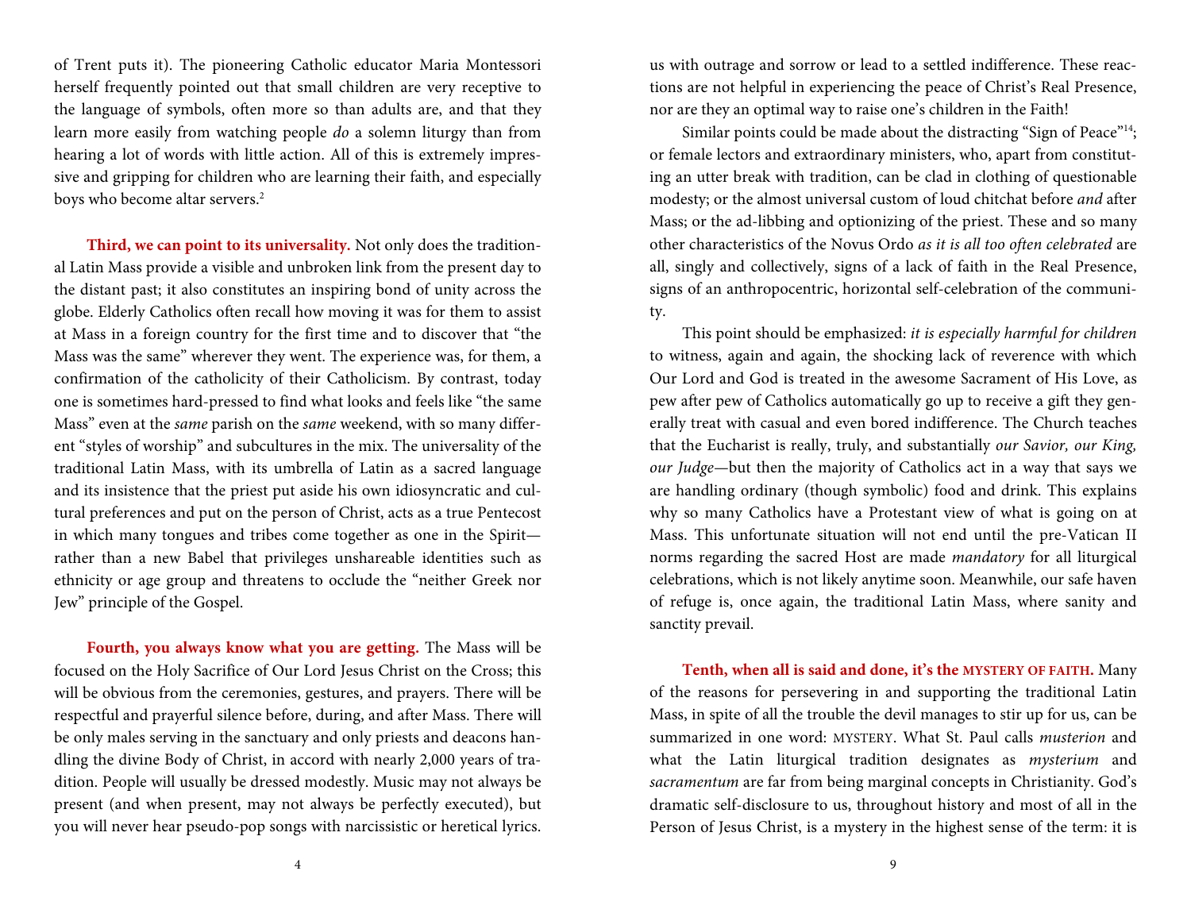of Trent puts it). The pioneering Catholic educator Maria Montessori herself frequently pointed out that small children are very receptive to the language of symbols, often more so than adults are, and that they learn more easily from watching people *do* a solemn liturgy than from hearing a lot of words with little action. All of this is extremely impressive and gripping for children who are learning their faith, and especially boys who become altar servers.[2]

**Third, we can point to its universality.** Not only does the traditional Latin Mass provide a visible and unbroken link from the present day to the distant past; it also constitutes an inspiring bond of unity across the globe. Elderly Catholics often recall how moving it was for them to assist at Mass in a foreign country for the first time and to discover that "the Mass was the same" wherever they went. The experience was, for them, a confirmation of the catholicity of their Catholicism. By contrast, today one is sometimes hard-pressed to find what looks and feels like "the same Mass" even at the *same* parish on the *same* weekend, with so many different "styles of worship" and subcultures in the mix. The universality of the traditional Latin Mass, with its umbrella of Latin as a sacred language and its insistence that the priest put aside his own idiosyncratic and cultural preferences and put on the person of Christ, acts as a true Pentecost in which many tongues and tribes come together as one in the Spirit—rather than a new Babel that privileges unshareable identities such as ethnicity or age group and threatens to occlude the "neither Greek nor Jew" principle of the Gospel.

**Fourth, you always know what you are getting.** The Mass will be focused on the Holy Sacrifice of Our Lord Jesus Christ on the Cross; this will be obvious from the ceremonies, gestures, and prayers. There will be respectful and prayerful silence before, during, and after Mass. There will be only males serving in the sanctuary and only priests and deacons handling the divine Body of Christ, in accord with nearly 2,000 years of tradition. People will usually be dressed modestly. Music may not always be present (and when present, may not always be perfectly executed), but you will never hear pseudo-pop songs with narcissistic or heretical lyrics.

us with outrage and sorrow or lead to a settled indifference. These reactions are not helpful in experiencing the peace of Christ's Real Presence, nor are they an optimal way to raise one's children in the Faith!

Similar points could be made about the distracting "Sign of Peace"[14]; or female lectors and extraordinary ministers, who, apart from constituting an utter break with tradition, can be clad in clothing of questionable modesty; or the almost universal custom of loud chitchat before *and* after Mass; or the ad-libbing and optionizing of the priest. These and so many other characteristics of the Novus Ordo *as it is all too often celebrated* are all, singly and collectively, signs of a lack of faith in the Real Presence, signs of an anthropocentric, horizontal self-celebration of the community.

This point should be emphasized: *it is especially harmful for children* to witness, again and again, the shocking lack of reverence with which Our Lord and God is treated in the awesome Sacrament of His Love, as pew after pew of Catholics automatically go up to receive a gift they generally treat with casual and even bored indifference. The Church teaches that the Eucharist is really, truly, and substantially *our Savior, our King, our Judge*—but then the majority of Catholics act in a way that says we are handling ordinary (though symbolic) food and drink. This explains why so many Catholics have a Protestant view of what is going on at Mass. This unfortunate situation will not end until the pre-Vatican II norms regarding the sacred Host are made *mandatory* for all liturgical celebrations, which is not likely anytime soon. Meanwhile, our safe haven of refuge is, once again, the traditional Latin Mass, where sanity and sanctity prevail.

**Tenth, when all is said and done, it's the MYSTERY OF FAITH.** Many of the reasons for persevering in and supporting the traditional Latin Mass, in spite of all the trouble the devil manages to stir up for us, can be summarized in one word: MYSTERY. What St. Paul calls *musterion* and what the Latin liturgical tradition designates as *mysterium* and *sacramentum* are far from being marginal concepts in Christianity. God's dramatic self-disclosure to us, throughout history and most of all in the Person of Jesus Christ, is a mystery in the highest sense of the term: it is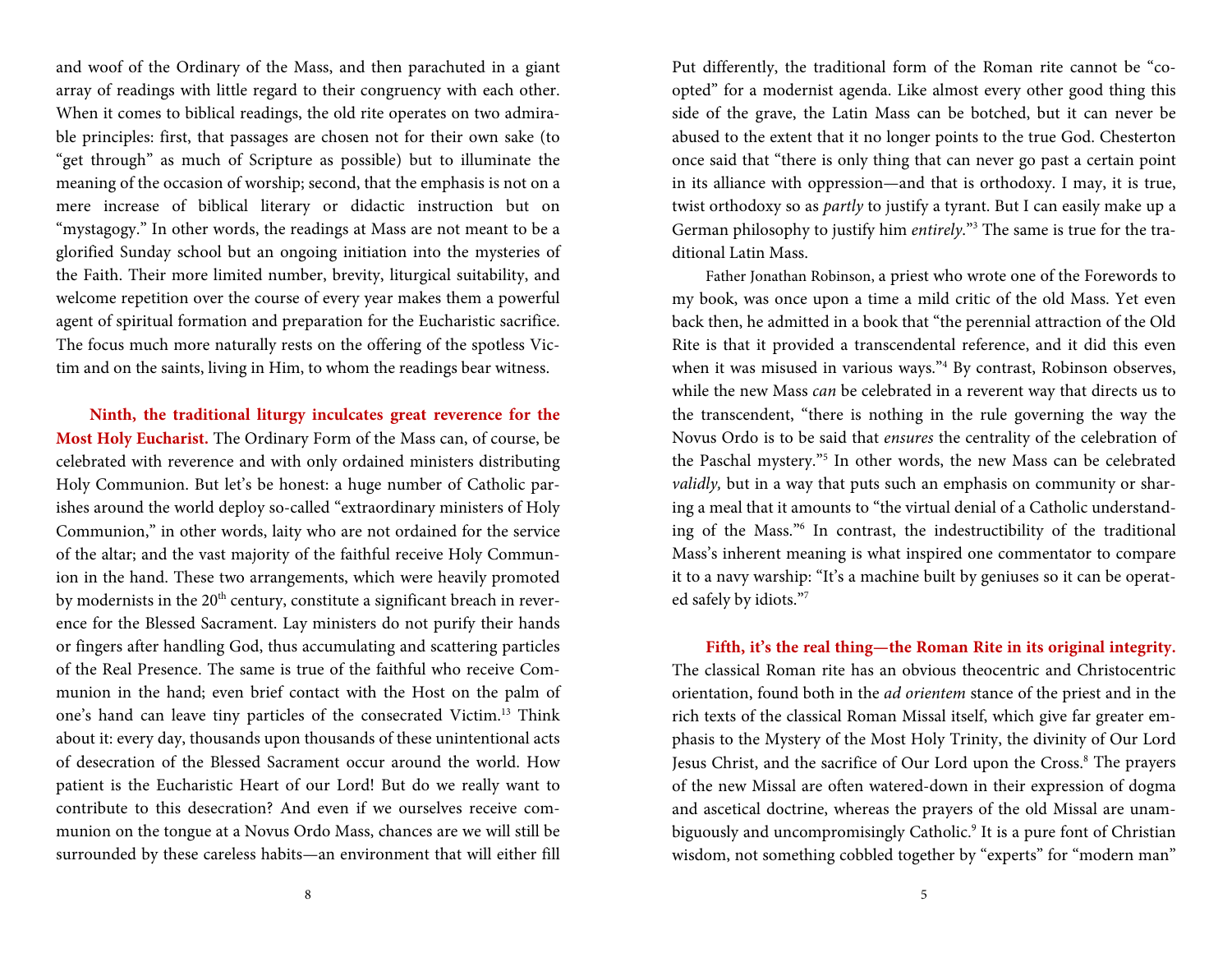and woof of the Ordinary of the Mass, and then parachuted in a giant array of readings with little regard to their congruency with each other. When it comes to biblical readings, the old rite operates on two admirable principles: first, that passages are chosen not for their own sake (to "get through" as much of Scripture as possible) but to illuminate the meaning of the occasion of worship; second, that the emphasis is not on a mere increase of biblical literary or didactic instruction but on "mystagogy." In other words, the readings at Mass are not meant to be a glorified Sunday school but an ongoing initiation into the mysteries of the Faith. Their more limited number, brevity, liturgical suitability, and welcome repetition over the course of every year makes them a powerful agent of spiritual formation and preparation for the Eucharistic sacrifice. The focus much more naturally rests on the offering of the spotless Victim and on the saints, living in Him, to whom the readings bear witness.

**Ninth, the traditional liturgy inculcates great reverence for the Most Holy Eucharist.** The Ordinary Form of the Mass can, of course, be celebrated with reverence and with only ordained ministers distributing Holy Communion. But let's be honest: a huge number of Catholic parishes around the world deploy so-called "extraordinary ministers of Holy Communion," in other words, laity who are not ordained for the service of the altar; and the vast majority of the faithful receive Holy Communion in the hand. These two arrangements, which were heavily promoted by modernists in the 20th century, constitute a significant breach in reverence for the Blessed Sacrament. Lay ministers do not purify their hands or fingers after handling God, thus accumulating and scattering particles of the Real Presence. The same is true of the faithful who receive Communion in the hand; even brief contact with the Host on the palm of one's hand can leave tiny particles of the consecrated Victim.[13] Think about it: every day, thousands upon thousands of these unintentional acts of desecration of the Blessed Sacrament occur around the world. How patient is the Eucharistic Heart of our Lord! But do we really want to contribute to this desecration? And even if we ourselves receive communion on the tongue at a Novus Ordo Mass, chances are we will still be surrounded by these careless habits—an environment that will either fill

Put differently, the traditional form of the Roman rite cannot be "co-opted" for a modernist agenda. Like almost every other good thing this side of the grave, the Latin Mass can be botched, but it can never be abused to the extent that it no longer points to the true God. Chesterton once said that "there is only thing that can never go past a certain point in its alliance with oppression—and that is orthodoxy. I may, it is true, twist orthodoxy so as *partly* to justify a tyrant. But I can easily make up a German philosophy to justify him *entirely*."[3] The same is true for the traditional Latin Mass.

Father Jonathan Robinson, a priest who wrote one of the Forewords to my book, was once upon a time a mild critic of the old Mass. Yet even back then, he admitted in a book that "the perennial attraction of the Old Rite is that it provided a transcendental reference, and it did this even when it was misused in various ways."[4] By contrast, Robinson observes, while the new Mass *can* be celebrated in a reverent way that directs us to the transcendent, "there is nothing in the rule governing the way the Novus Ordo is to be said that *ensures* the centrality of the celebration of the Paschal mystery."[5] In other words, the new Mass can be celebrated *validly,* but in a way that puts such an emphasis on community or sharing a meal that it amounts to "the virtual denial of a Catholic understanding of the Mass."[6] In contrast, the indestructibility of the traditional Mass's inherent meaning is what inspired one commentator to compare it to a navy warship: "It's a machine built by geniuses so it can be operated safely by idiots."[7]

**Fifth, it's the real thing—the Roman Rite in its original integrity.** The classical Roman rite has an obvious theocentric and Christocentric orientation, found both in the *ad orientem* stance of the priest and in the rich texts of the classical Roman Missal itself, which give far greater emphasis to the Mystery of the Most Holy Trinity, the divinity of Our Lord Jesus Christ, and the sacrifice of Our Lord upon the Cross.[8] The prayers of the new Missal are often watered-down in their expression of dogma and ascetical doctrine, whereas the prayers of the old Missal are unambiguously and uncompromisingly Catholic.[9] It is a pure font of Christian wisdom, not something cobbled together by "experts" for "modern man"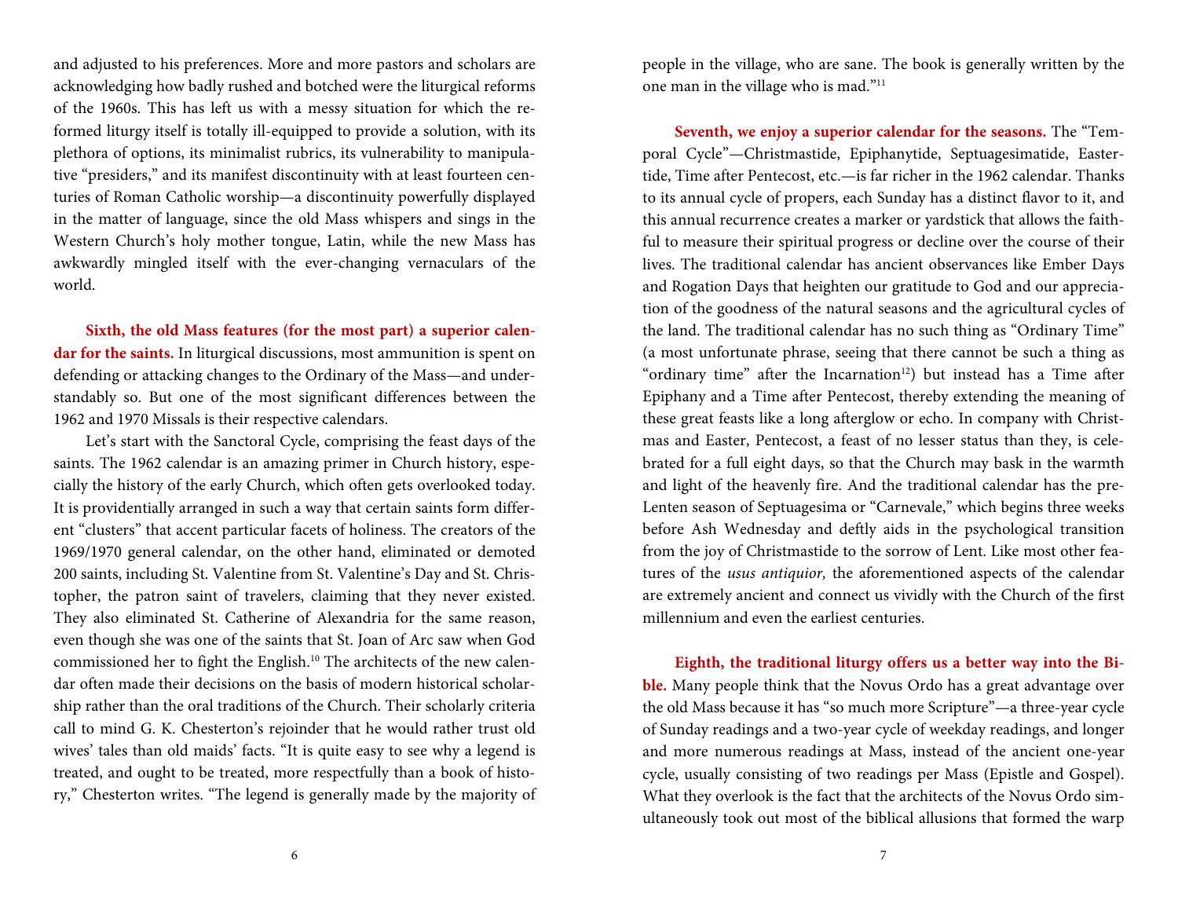and adjusted to his preferences. More and more pastors and scholars are acknowledging how badly rushed and botched were the liturgical reforms of the 1960s. This has left us with a messy situation for which the reformed liturgy itself is totally ill-equipped to provide a solution, with its plethora of options, its minimalist rubrics, its vulnerability to manipulative "presiders," and its manifest discontinuity with at least fourteen centuries of Roman Catholic worship—a discontinuity powerfully displayed in the matter of language, since the old Mass whispers and sings in the Western Church's holy mother tongue, Latin, while the new Mass has awkwardly mingled itself with the ever-changing vernaculars of the world.

**Sixth, the old Mass features (for the most part) a superior calendar for the saints.** In liturgical discussions, most ammunition is spent on defending or attacking changes to the Ordinary of the Mass—and understandably so. But one of the most significant differences between the 1962 and 1970 Missals is their respective calendars.

Let's start with the Sanctoral Cycle, comprising the feast days of the saints. The 1962 calendar is an amazing primer in Church history, especially the history of the early Church, which often gets overlooked today. It is providentially arranged in such a way that certain saints form different "clusters" that accent particular facets of holiness. The creators of the 1969/1970 general calendar, on the other hand, eliminated or demoted 200 saints, including St. Valentine from St. Valentine's Day and St. Christopher, the patron saint of travelers, claiming that they never existed. They also eliminated St. Catherine of Alexandria for the same reason, even though she was one of the saints that St. Joan of Arc saw when God commissioned her to fight the English.[10] The architects of the new calendar often made their decisions on the basis of modern historical scholarship rather than the oral traditions of the Church. Their scholarly criteria call to mind G. K. Chesterton's rejoinder that he would rather trust old wives' tales than old maids' facts. "It is quite easy to see why a legend is treated, and ought to be treated, more respectfully than a book of history," Chesterton writes. "The legend is generally made by the majority of people in the village, who are sane. The book is generally written by the one man in the village who is mad."[11]

**Seventh, we enjoy a superior calendar for the seasons.** The "Temporal Cycle"—Christmastide, Epiphanytide, Septuagesimatide, Eastertide, Time after Pentecost, etc.—is far richer in the 1962 calendar. Thanks to its annual cycle of propers, each Sunday has a distinct flavor to it, and this annual recurrence creates a marker or yardstick that allows the faithful to measure their spiritual progress or decline over the course of their lives. The traditional calendar has ancient observances like Ember Days and Rogation Days that heighten our gratitude to God and our appreciation of the goodness of the natural seasons and the agricultural cycles of the land. The traditional calendar has no such thing as "Ordinary Time" (a most unfortunate phrase, seeing that there cannot be such a thing as "ordinary time" after the Incarnation[12]) but instead has a Time after Epiphany and a Time after Pentecost, thereby extending the meaning of these great feasts like a long afterglow or echo. In company with Christmas and Easter, Pentecost, a feast of no lesser status than they, is celebrated for a full eight days, so that the Church may bask in the warmth and light of the heavenly fire. And the traditional calendar has the pre-Lenten season of Septuagesima or "Carnevale," which begins three weeks before Ash Wednesday and deftly aids in the psychological transition from the joy of Christmastide to the sorrow of Lent. Like most other features of the *usus antiquior,* the aforementioned aspects of the calendar are extremely ancient and connect us vividly with the Church of the first millennium and even the earliest centuries.

**Eighth, the traditional liturgy offers us a better way into the Bible.** Many people think that the Novus Ordo has a great advantage over the old Mass because it has "so much more Scripture"—a three-year cycle of Sunday readings and a two-year cycle of weekday readings, and longer and more numerous readings at Mass, instead of the ancient one-year cycle, usually consisting of two readings per Mass (Epistle and Gospel). What they overlook is the fact that the architects of the Novus Ordo simultaneously took out most of the biblical allusions that formed the warp